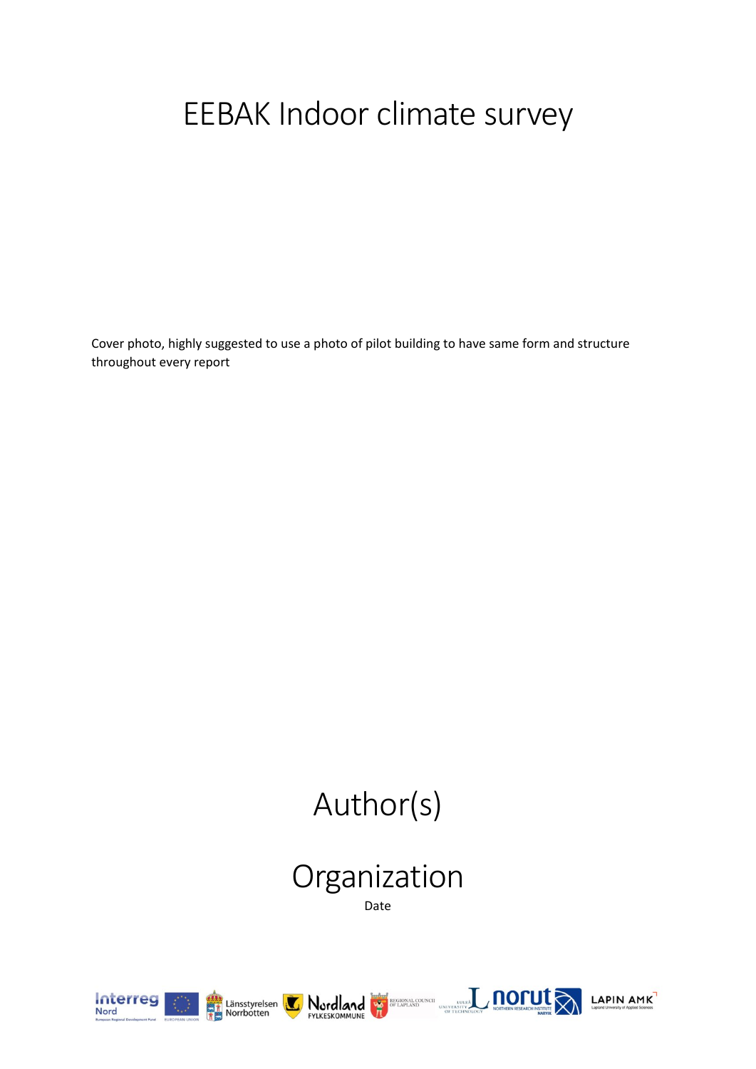# EEBAK Indoor climate survey

Cover photo, highly suggested to use a photo of pilot building to have same form and structure throughout every report

Author(s)

Organization

Date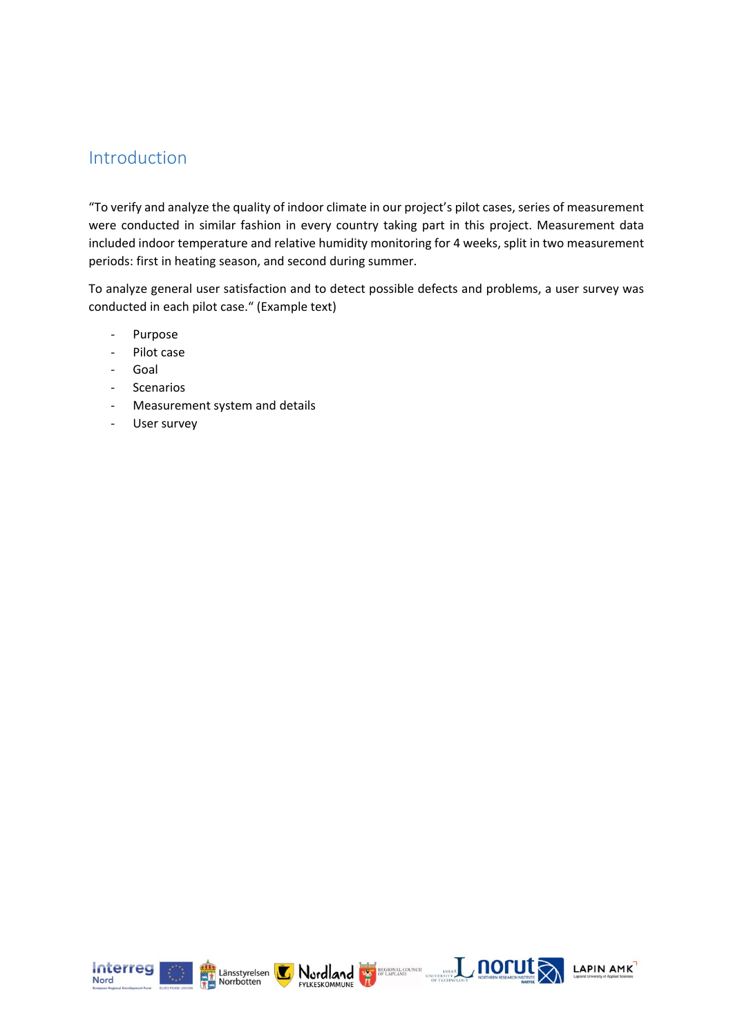## Introduction

"To verify and analyze the quality of indoor climate in our project's pilot cases, series of measurement were conducted in similar fashion in every country taking part in this project. Measurement data included indoor temperature and relative humidity monitoring for 4 weeks, split in two measurement periods: first in heating season, and second during summer.

To analyze general user satisfaction and to detect possible defects and problems, a user survey was conducted in each pilot case." (Example text)

- Purpose
- Pilot case
- Goal
- Scenarios
- Measurement system and details
- User survey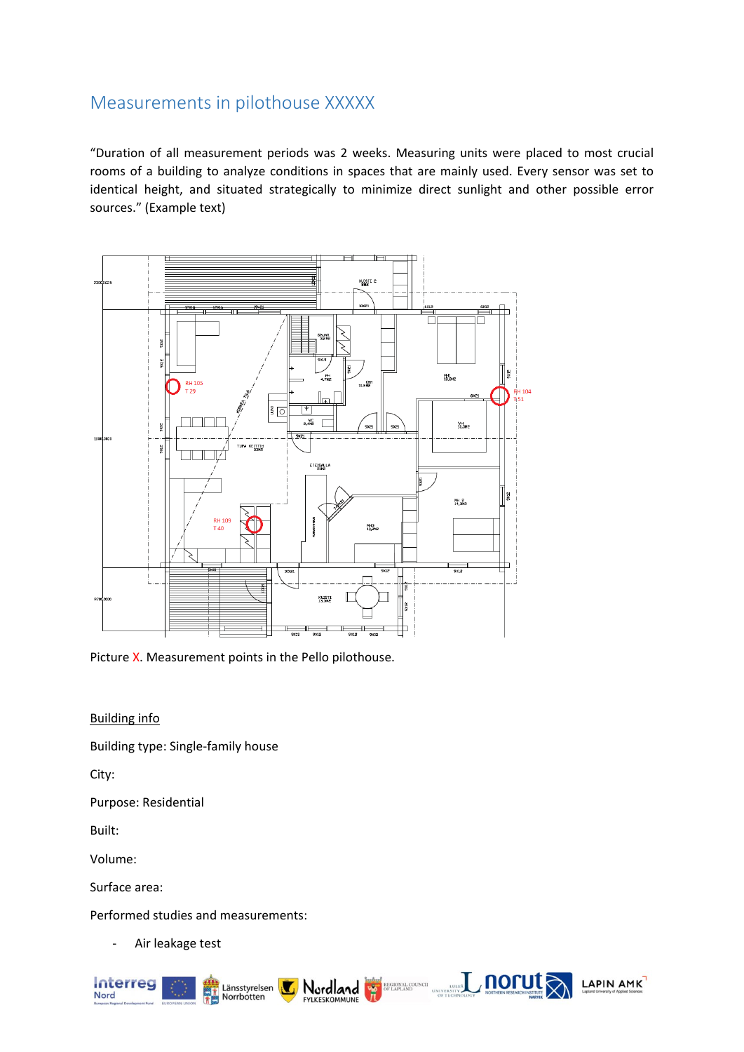# Measurements in pilothouse XXXXX

"Duration of all measurement periods was 2 weeks. Measuring units were placed to most crucial rooms of a building to analyze conditions in spaces that are mainly used. Every sensor was set to identical height, and situated strategically to minimize direct sunlight and other possible error sources." (Example text)

RH 105
T 29

RH 104
T 51

RH 109
T 40

Picture X. Measurement points in the Pello pilothouse.

<u>Building info</u>

Building type: Single-family house

City:

Purpose: Residential

Built:

Volume:

Surface area:

Performed studies and measurements:

- Air leakage test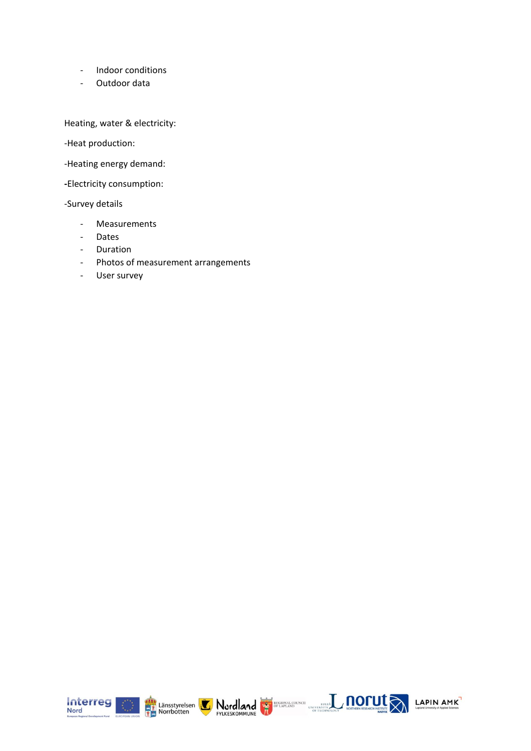- Indoor conditions
- Outdoor data

Heating, water & electricity:

-Heat production:

-Heating energy demand:

**-**Electricity consumption:

-Survey details

- Measurements
- Dates
- Duration
- Photos of measurement arrangements
- User survey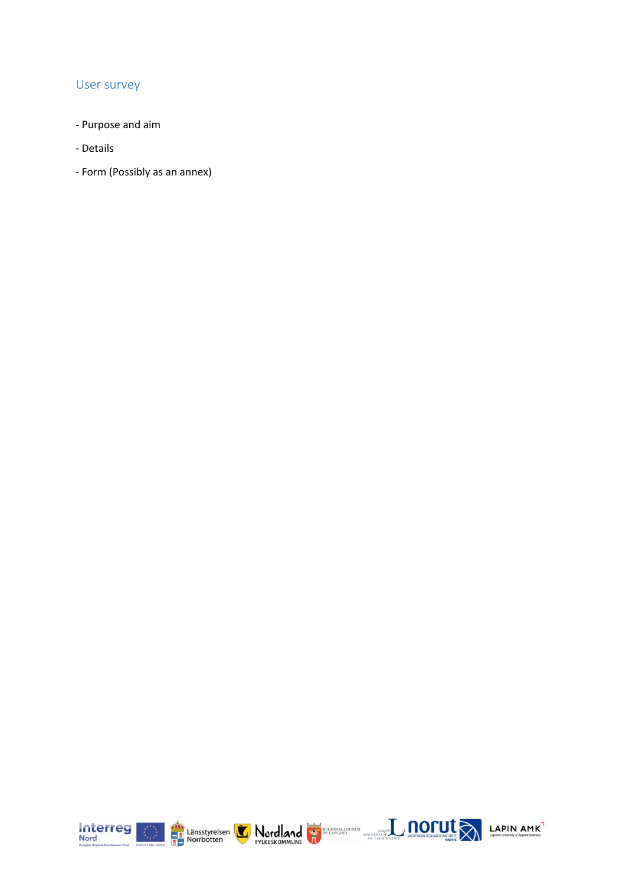## User survey

- Purpose and aim

- Details

- Form (Possibly as an annex)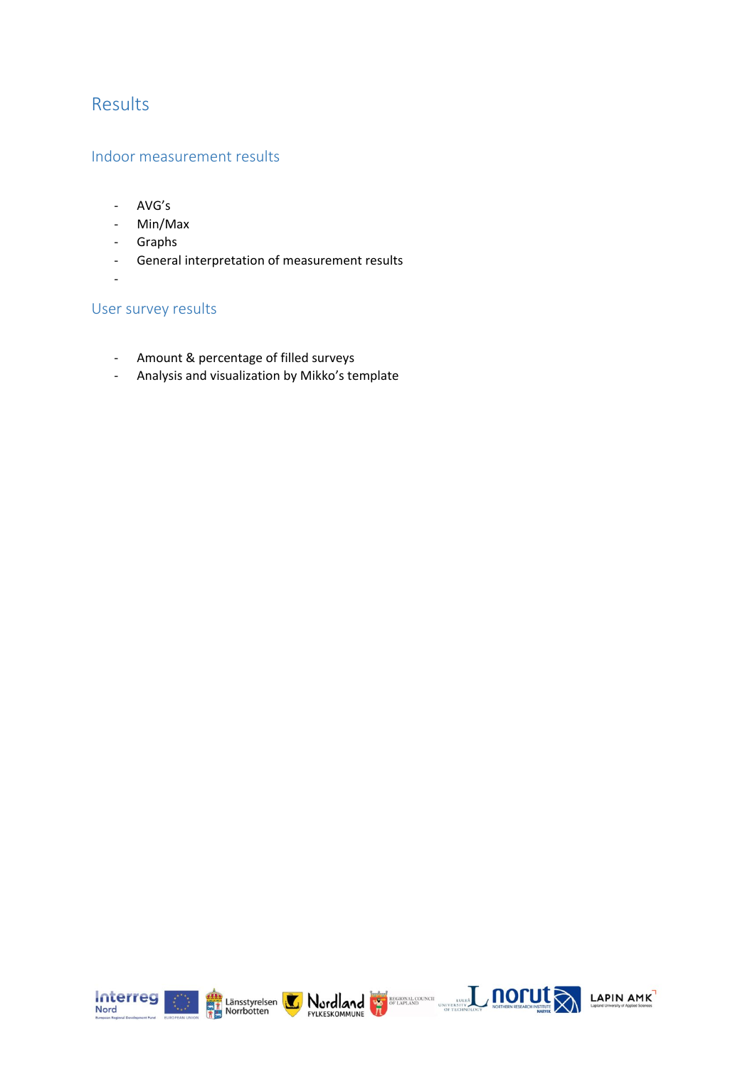# Results

## Indoor measurement results

- AVG's
- Min/Max
- Graphs
- General interpretation of measurement results
-

## User survey results

- Amount & percentage of filled surveys
- Analysis and visualization by Mikko's template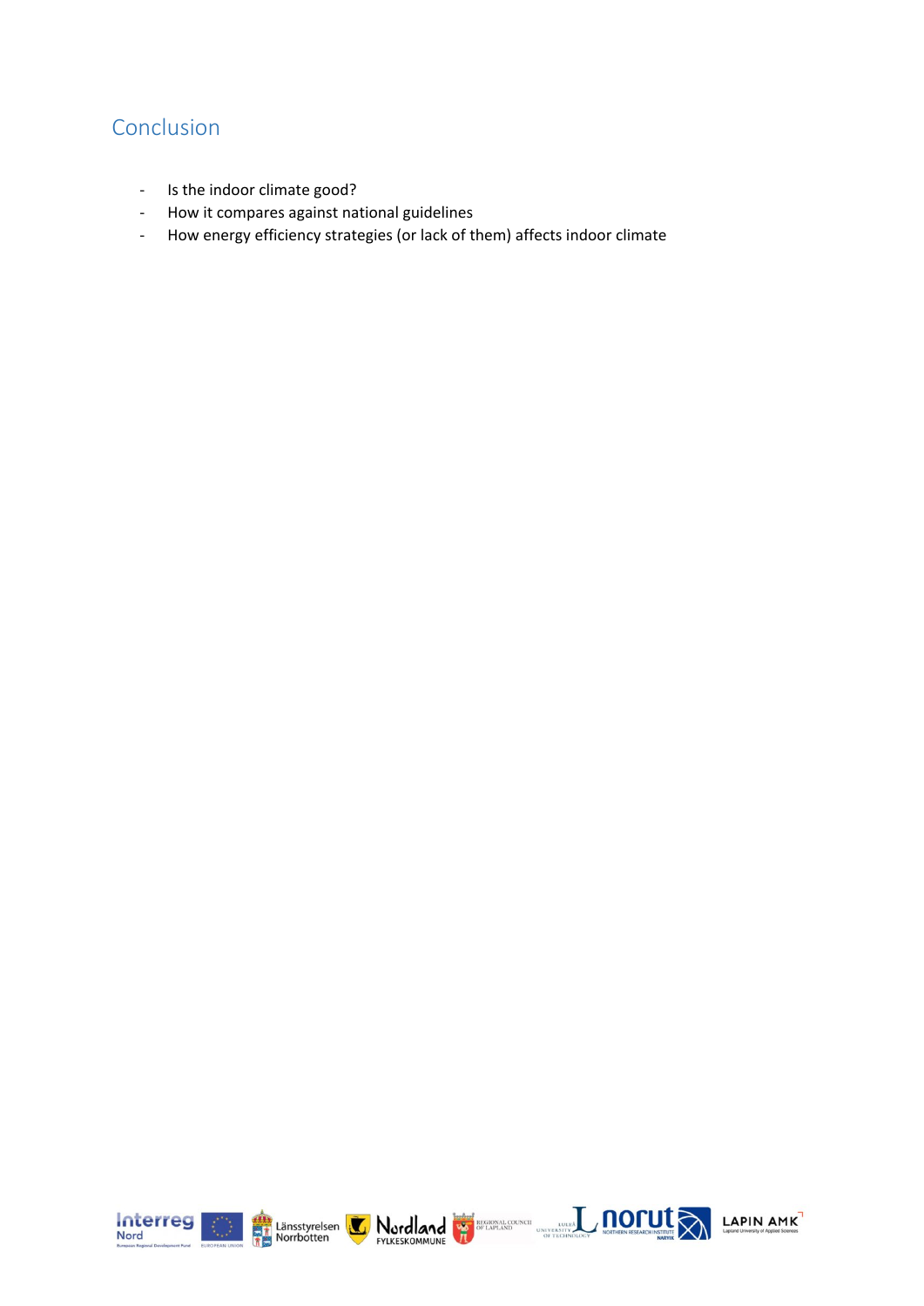## Conclusion

- Is the indoor climate good?
- How it compares against national guidelines
- How energy efficiency strategies (or lack of them) affects indoor climate